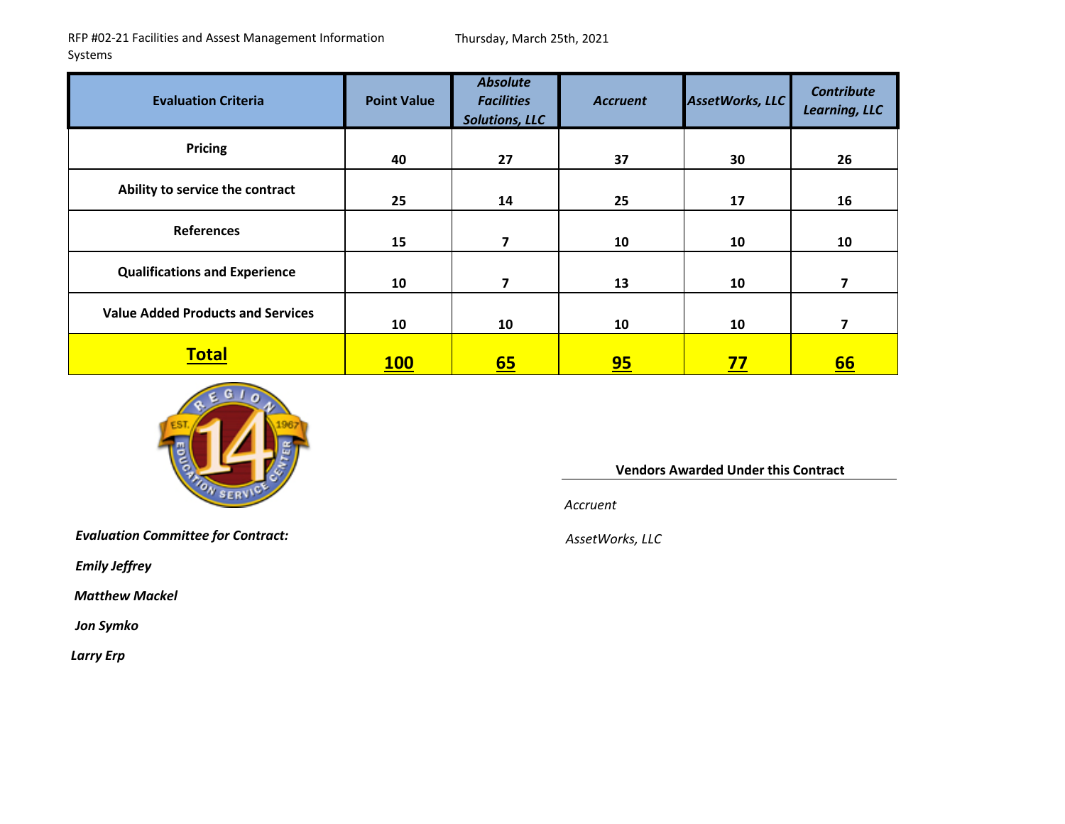RFP #02-21 Facilities and Assest Management Information Systems

Thursday, March 25th, 2021

| Evaluation Criteria | Point Value | *Absolute Facilities Solutions, LLC* | *Accruent* | *AssetWorks, LLC* | *Contribute Learning, LLC* |
|---|---|---|---|---|---|
| **Pricing** | **40** | **27** | **37** | **30** | **26** |
| **Ability to service the contract** | **25** | **14** | **25** | **17** | **16** |
| **References** | **15** | **7** | **10** | **10** | **10** |
| **Qualifications and Experience** | **10** | **7** | **13** | **10** | **7** |
| **Value Added Products and Services** | **10** | **10** | **10** | **10** | **7** |
| **Total** | **100** | **65** | **95** | **77** | **66** |

***Evaluation Committee for Contract:***

***Emily Jeffrey***

***Matthew Mackel***

***Jon Symko***

***Larry Erp***

**Vendors Awarded Under this Contract**

*Accruent*

*AssetWorks, LLC*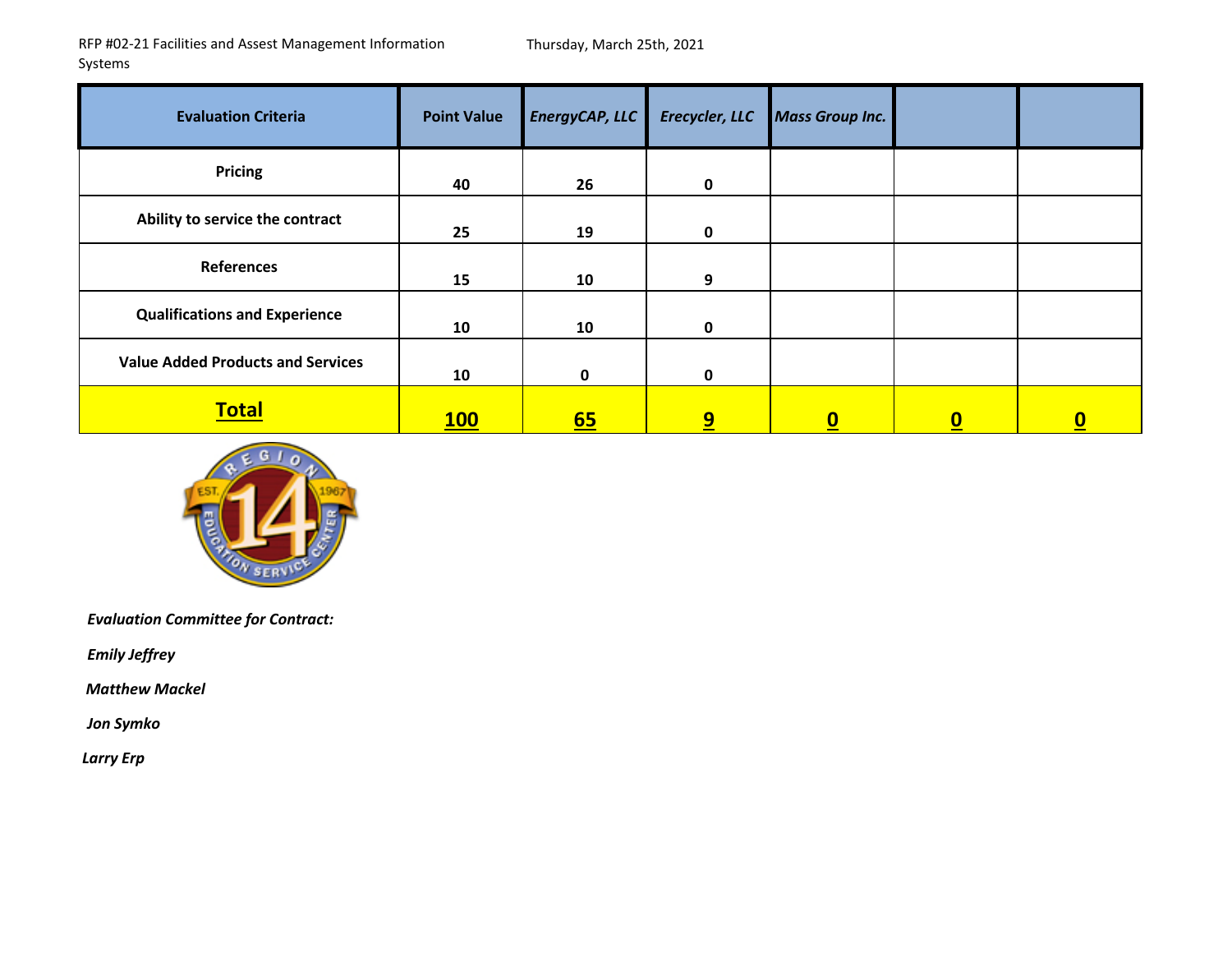RFP #02-21 Facilities and Assest Management Information Systems

Thursday, March 25th, 2021

| Evaluation Criteria | Point Value | *EnergyCAP, LLC* | *Erecycler, LLC* | *Mass Group Inc.* | | |
|---|---|---|---|---|---|---|
| **Pricing** | **40** | **26** | **0** | | | |
| **Ability to service the contract** | **25** | **19** | **0** | | | |
| **References** | **15** | **10** | **9** | | | |
| **Qualifications and Experience** | **10** | **10** | **0** | | | |
| **Value Added Products and Services** | **10** | **0** | **0** | | | |
| **Total** | **100** | **65** | **9** | **0** | **0** | **0** |

***Evaluation Committee for Contract:***

***Emily Jeffrey***

***Matthew Mackel***

***Jon Symko***

***Larry Erp***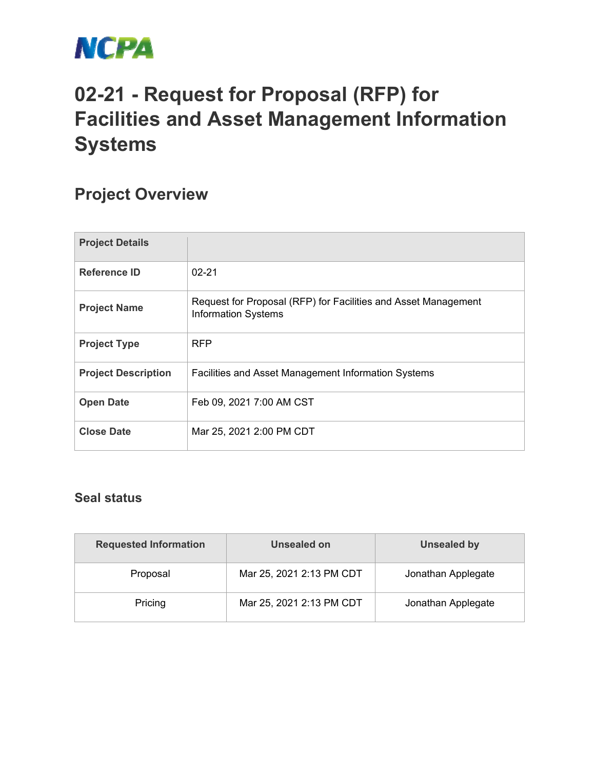NCPA

# 02-21 - Request for Proposal (RFP) for Facilities and Asset Management Information Systems

## Project Overview

| Project Details | |
|---|---|
| Reference ID | 02-21 |
| Project Name | Request for Proposal (RFP) for Facilities and Asset Management Information Systems |
| Project Type | RFP |
| Project Description | Facilities and Asset Management Information Systems |
| Open Date | Feb 09, 2021 7:00 AM CST |
| Close Date | Mar 25, 2021 2:00 PM CDT |

### Seal status

| Requested Information | Unsealed on | Unsealed by |
|---|---|---|
| Proposal | Mar 25, 2021 2:13 PM CDT | Jonathan Applegate |
| Pricing | Mar 25, 2021 2:13 PM CDT | Jonathan Applegate |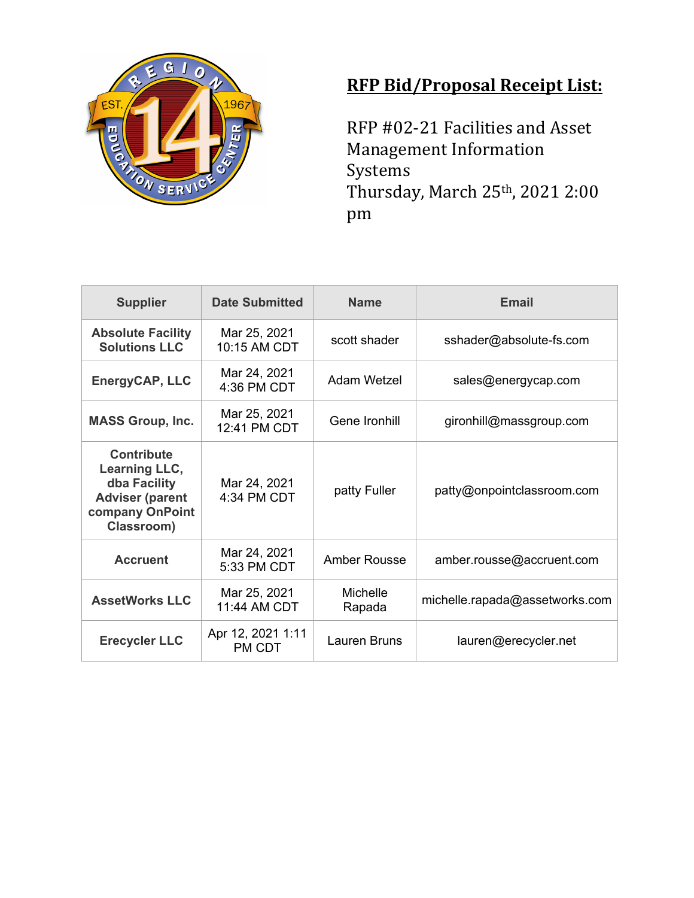# RFP Bid/Proposal Receipt List:

RFP #02-21 Facilities and Asset Management Information Systems
Thursday, March 25th, 2021 2:00 pm

| Supplier | Date Submitted | Name | Email |
|---|---|---|---|
| **Absolute Facility Solutions LLC** | Mar 25, 2021 10:15 AM CDT | scott shader | sshader@absolute-fs.com |
| **EnergyCAP, LLC** | Mar 24, 2021 4:36 PM CDT | Adam Wetzel | sales@energycap.com |
| **MASS Group, Inc.** | Mar 25, 2021 12:41 PM CDT | Gene Ironhill | gironhill@massgroup.com |
| **Contribute Learning LLC, dba Facility Adviser (parent company OnPoint Classroom)** | Mar 24, 2021 4:34 PM CDT | patty Fuller | patty@onpointclassroom.com |
| **Accruent** | Mar 24, 2021 5:33 PM CDT | Amber Rousse | amber.rousse@accruent.com |
| **AssetWorks LLC** | Mar 25, 2021 11:44 AM CDT | Michelle Rapada | michelle.rapada@assetworks.com |
| **Erecycler LLC** | Apr 12, 2021 1:11 PM CDT | Lauren Bruns | lauren@erecycler.net |